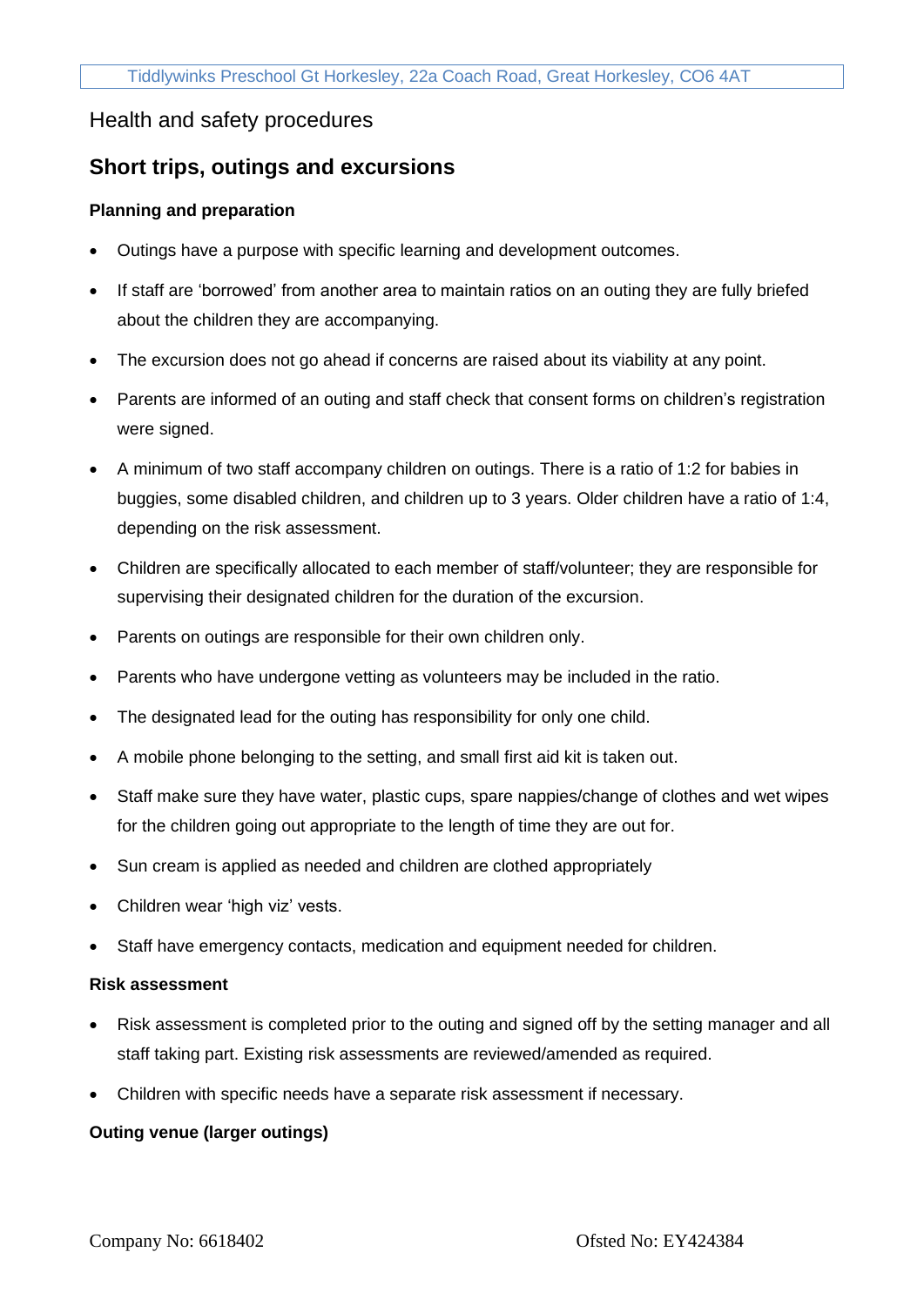Health and safety procedures

## Short trips, outings and excursions

### Planning and preparation

- Outings have a purpose with specific learning and development outcomes.
- If staff are 'borrowed' from another area to maintain ratios on an outing they are fully briefed about the children they are accompanying.
- The excursion does not go ahead if concerns are raised about its viability at any point.
- Parents are informed of an outing and staff check that consent forms on children's registration were signed.
- A minimum of two staff accompany children on outings. There is a ratio of 1:2 for babies in buggies, some disabled children, and children up to 3 years. Older children have a ratio of 1:4, depending on the risk assessment.
- Children are specifically allocated to each member of staff/volunteer; they are responsible for supervising their designated children for the duration of the excursion.
- Parents on outings are responsible for their own children only.
- Parents who have undergone vetting as volunteers may be included in the ratio.
- The designated lead for the outing has responsibility for only one child.
- A mobile phone belonging to the setting, and small first aid kit is taken out.
- Staff make sure they have water, plastic cups, spare nappies/change of clothes and wet wipes for the children going out appropriate to the length of time they are out for.
- Sun cream is applied as needed and children are clothed appropriately
- Children wear 'high viz' vests.
- Staff have emergency contacts, medication and equipment needed for children.

### Risk assessment

- Risk assessment is completed prior to the outing and signed off by the setting manager and all staff taking part. Existing risk assessments are reviewed/amended as required.
- Children with specific needs have a separate risk assessment if necessary.

### Outing venue (larger outings)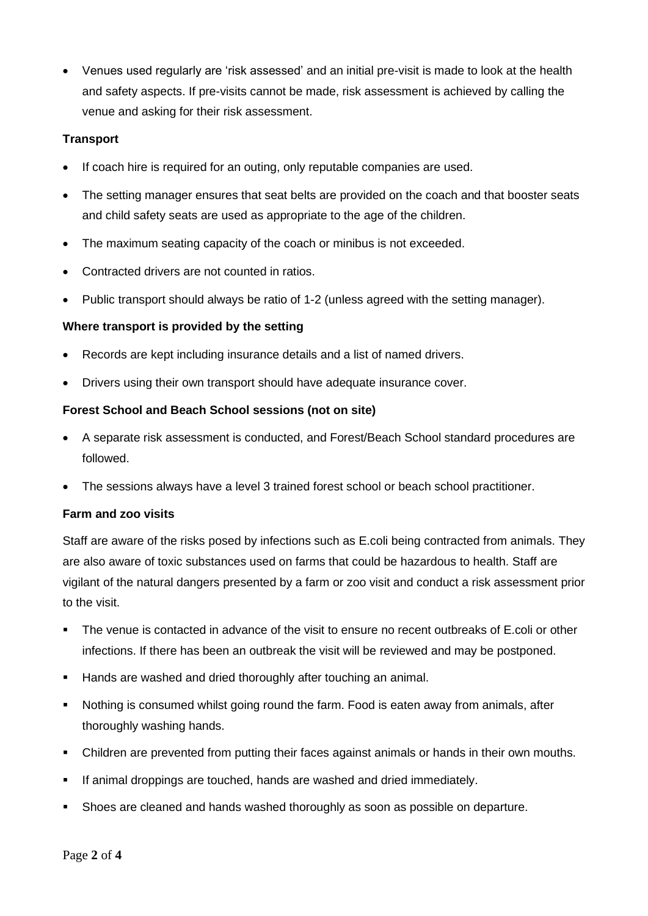- Venues used regularly are 'risk assessed' and an initial pre-visit is made to look at the health and safety aspects. If pre-visits cannot be made, risk assessment is achieved by calling the venue and asking for their risk assessment.

**Transport**

- If coach hire is required for an outing, only reputable companies are used.
- The setting manager ensures that seat belts are provided on the coach and that booster seats and child safety seats are used as appropriate to the age of the children.
- The maximum seating capacity of the coach or minibus is not exceeded.
- Contracted drivers are not counted in ratios.
- Public transport should always be ratio of 1-2 (unless agreed with the setting manager).

**Where transport is provided by the setting**

- Records are kept including insurance details and a list of named drivers.
- Drivers using their own transport should have adequate insurance cover.

**Forest School and Beach School sessions (not on site)**

- A separate risk assessment is conducted, and Forest/Beach School standard procedures are followed.
- The sessions always have a level 3 trained forest school or beach school practitioner.

**Farm and zoo visits**

Staff are aware of the risks posed by infections such as E.coli being contracted from animals. They are also aware of toxic substances used on farms that could be hazardous to health. Staff are vigilant of the natural dangers presented by a farm or zoo visit and conduct a risk assessment prior to the visit.

- The venue is contacted in advance of the visit to ensure no recent outbreaks of E.coli or other infections. If there has been an outbreak the visit will be reviewed and may postponed.
- Hands are washed and dried thoroughly after touching an animal.
- Nothing is consumed whilst going round the farm. Food is eaten away from animals, after thoroughly washing hands.
- Children are prevented from putting their faces against animals or hands in their own mouths.
- If animal droppings are touched, hands are washed and dried immediately.
- Shoes are cleaned and hands washed thoroughly as soon as possible on departure.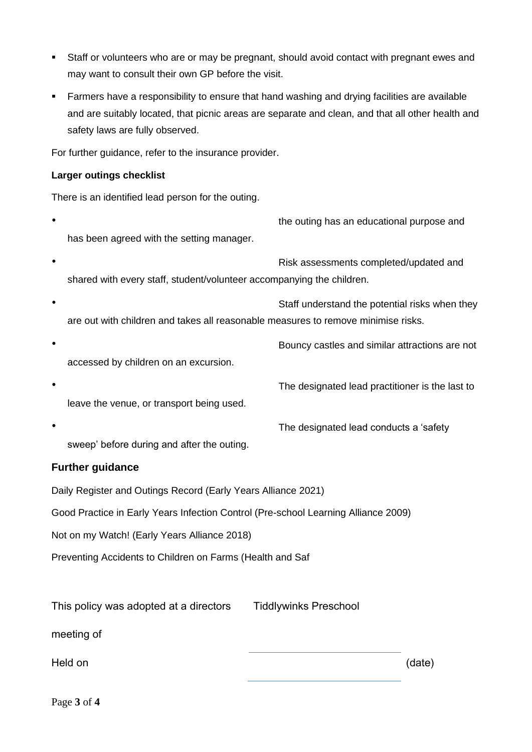- Staff or volunteers who are or may be pregnant, should avoid contact with pregnant ewes and may want to consult their own GP before the visit.
- Farmers have a responsibility to ensure that hand washing and drying facilities are available and are suitably located, that picnic areas are separate and clean, and that all other health and safety laws are fully observed.

For further guidance, refer to the insurance provider.

**Larger outings checklist**

There is an identified lead person for the outing.

- the outing has an educational purpose and has been agreed with the setting manager.
- Risk assessments completed/updated and shared with every staff, student/volunteer accompanying the children.
- Staff understand the potential risks when they are out with children and takes all reasonable measures to remove minimise risks.
- Bouncy castles and similar attractions are not accessed by children on an excursion.
- The designated lead practitioner is the last to leave the venue, or transport being used.
- The designated lead conducts a 'safety sweep' before during and after the outing.

### Further guidance

Daily Register and Outings Record (Early Years Alliance 2021)

Good Practice in Early Years Infection Control (Pre-school Learning Alliance 2009)

Not on my Watch! (Early Years Alliance 2018)

Preventing Accidents to Children on Farms (Health and Saf

| | | |
|---|---|---|
| This policy was adopted at a directors meeting of | Tiddlywinks Preschool | |
| Held on | ______________________ | (date) |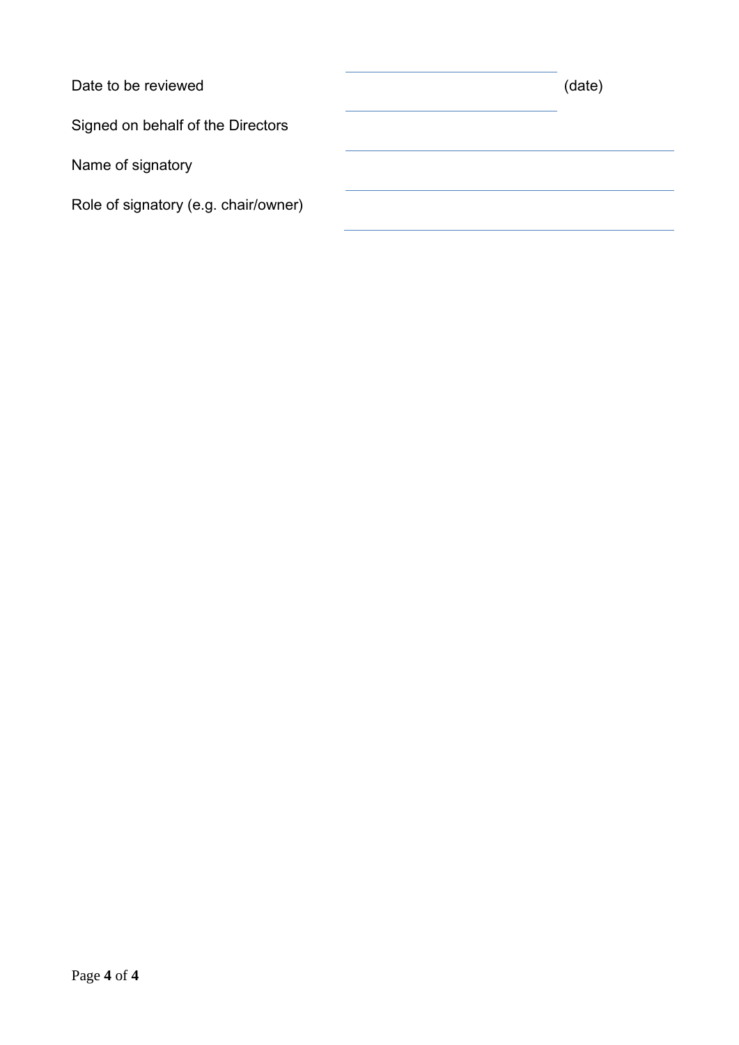| | | |
|---|---|---|
| Date to be reviewed | | (date) |
| Signed on behalf of the Directors | | |
| Name of signatory | | |
| Role of signatory (e.g. chair/owner) | | |